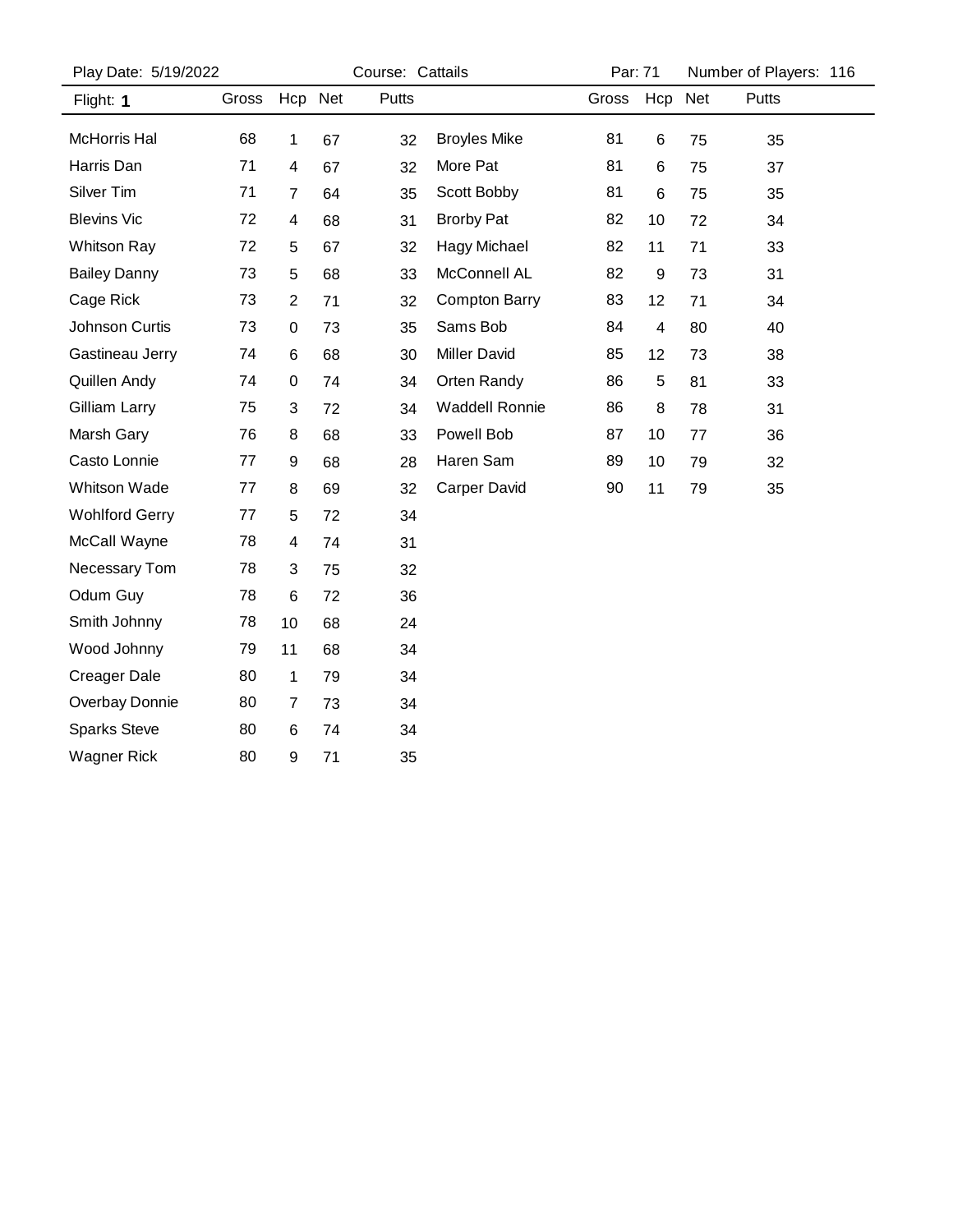Play Date: 5/19/2022 Course: Cattails Par: 71 Number of Players: 116

| Flight: **1** | Gross | Hcp | Net | Putts | | Gross | Hcp | Net | Putts |
|---|---|---|---|---|---|---|---|---|---|
| McHorris Hal | 68 | 1 | 67 | 32 | Broyles Mike | 81 | 6 | 75 | 35 |
| Harris Dan | 71 | 4 | 67 | 32 | More Pat | 81 | 6 | 75 | 37 |
| Silver Tim | 71 | 7 | 64 | 35 | Scott Bobby | 81 | 6 | 75 | 35 |
| Blevins Vic | 72 | 4 | 68 | 31 | Brorby Pat | 82 | 10 | 72 | 34 |
| Whitson Ray | 72 | 5 | 67 | 32 | Hagy Michael | 82 | 11 | 71 | 33 |
| Bailey Danny | 73 | 5 | 68 | 33 | McConnell AL | 82 | 9 | 73 | 31 |
| Cage Rick | 73 | 2 | 71 | 32 | Compton Barry | 83 | 12 | 71 | 34 |
| Johnson Curtis | 73 | 0 | 73 | 35 | Sams Bob | 84 | 4 | 80 | 40 |
| Gastineau Jerry | 74 | 6 | 68 | 30 | Miller David | 85 | 12 | 73 | 38 |
| Quillen Andy | 74 | 0 | 74 | 34 | Orten Randy | 86 | 5 | 81 | 33 |
| Gilliam Larry | 75 | 3 | 72 | 34 | Waddell Ronnie | 86 | 8 | 78 | 31 |
| Marsh Gary | 76 | 8 | 68 | 33 | Powell Bob | 87 | 10 | 77 | 36 |
| Casto Lonnie | 77 | 9 | 68 | 28 | Haren Sam | 89 | 10 | 79 | 32 |
| Whitson Wade | 77 | 8 | 69 | 32 | Carper David | 90 | 11 | 79 | 35 |
| Wohlford Gerry | 77 | 5 | 72 | 34 | | | | | |
| McCall Wayne | 78 | 4 | 74 | 31 | | | | | |
| Necessary Tom | 78 | 3 | 75 | 32 | | | | | |
| Odum Guy | 78 | 6 | 72 | 36 | | | | | |
| Smith Johnny | 78 | 10 | 68 | 24 | | | | | |
| Wood Johnny | 79 | 11 | 68 | 34 | | | | | |
| Creager Dale | 80 | 1 | 79 | 34 | | | | | |
| Overbay Donnie | 80 | 7 | 73 | 34 | | | | | |
| Sparks Steve | 80 | 6 | 74 | 34 | | | | | |
| Wagner Rick | 80 | 9 | 71 | 35 | | | | | |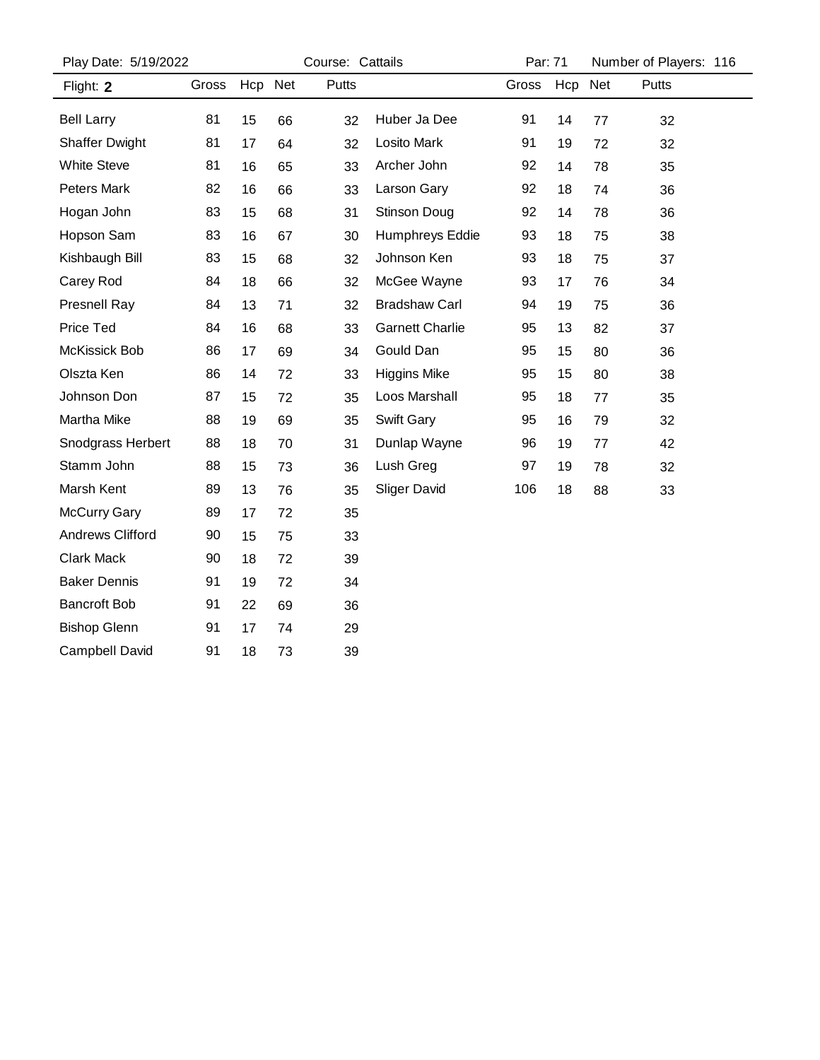Play Date: 5/19/2022 | Course: Cattails | Par: 71 | Number of Players: 116

Flight: **2**

| Name | Gross | Hcp | Net | Putts |
|---|---|---|---|---|
| Bell Larry | 81 | 15 | 66 | 32 |
| Shaffer Dwight | 81 | 17 | 64 | 32 |
| White Steve | 81 | 16 | 65 | 33 |
| Peters Mark | 82 | 16 | 66 | 33 |
| Hogan John | 83 | 15 | 68 | 31 |
| Hopson Sam | 83 | 16 | 67 | 30 |
| Kishbaugh Bill | 83 | 15 | 68 | 32 |
| Carey Rod | 84 | 18 | 66 | 32 |
| Presnell Ray | 84 | 13 | 71 | 32 |
| Price Ted | 84 | 16 | 68 | 33 |
| McKissick Bob | 86 | 17 | 69 | 34 |
| Olszta Ken | 86 | 14 | 72 | 33 |
| Johnson Don | 87 | 15 | 72 | 35 |
| Martha Mike | 88 | 19 | 69 | 35 |
| Snodgrass Herbert | 88 | 18 | 70 | 31 |
| Stamm John | 88 | 15 | 73 | 36 |
| Marsh Kent | 89 | 13 | 76 | 35 |
| McCurry Gary | 89 | 17 | 72 | 35 |
| Andrews Clifford | 90 | 15 | 75 | 33 |
| Clark Mack | 90 | 18 | 72 | 39 |
| Baker Dennis | 91 | 19 | 72 | 34 |
| Bancroft Bob | 91 | 22 | 69 | 36 |
| Bishop Glenn | 91 | 17 | 74 | 29 |
| Campbell David | 91 | 18 | 73 | 39 |
| Huber Ja Dee | 91 | 14 | 77 | 32 |
| Losito Mark | 91 | 19 | 72 | 32 |
| Archer John | 92 | 14 | 78 | 35 |
| Larson Gary | 92 | 18 | 74 | 36 |
| Stinson Doug | 92 | 14 | 78 | 36 |
| Humphreys Eddie | 93 | 18 | 75 | 38 |
| Johnson Ken | 93 | 18 | 75 | 37 |
| McGee Wayne | 93 | 17 | 76 | 34 |
| Bradshaw Carl | 94 | 19 | 75 | 36 |
| Garnett Charlie | 95 | 13 | 82 | 37 |
| Gould Dan | 95 | 15 | 80 | 36 |
| Higgins Mike | 95 | 15 | 80 | 38 |
| Loos Marshall | 95 | 18 | 77 | 35 |
| Swift Gary | 95 | 16 | 79 | 32 |
| Dunlap Wayne | 96 | 19 | 77 | 42 |
| Lush Greg | 97 | 19 | 78 | 32 |
| Sliger David | 106 | 18 | 88 | 33 |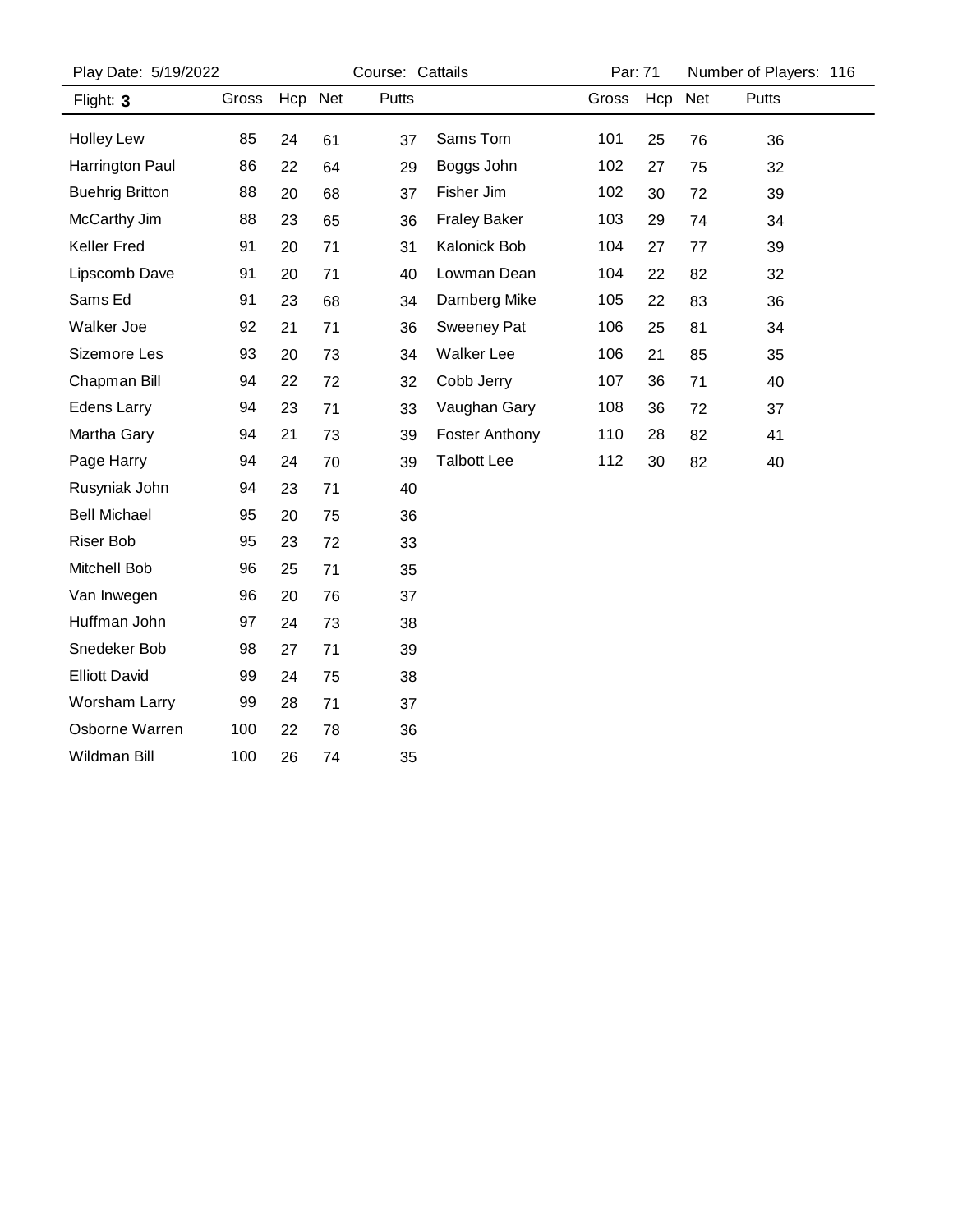Play Date: 5/19/2022 Course: Cattails Par: 71 Number of Players: 116

| Flight: **3** | Gross | Hcp | Net | Putts | | Gross | Hcp | Net | Putts |
|---|---|---|---|---|---|---|---|---|---|
| Holley Lew | 85 | 24 | 61 | 37 | Sams Tom | 101 | 25 | 76 | 36 |
| Harrington Paul | 86 | 22 | 64 | 29 | Boggs John | 102 | 27 | 75 | 32 |
| Buehrig Britton | 88 | 20 | 68 | 37 | Fisher Jim | 102 | 30 | 72 | 39 |
| McCarthy Jim | 88 | 23 | 65 | 36 | Fraley Baker | 103 | 29 | 74 | 34 |
| Keller Fred | 91 | 20 | 71 | 31 | Kalonick Bob | 104 | 27 | 77 | 39 |
| Lipscomb Dave | 91 | 20 | 71 | 40 | Lowman Dean | 104 | 22 | 82 | 32 |
| Sams Ed | 91 | 23 | 68 | 34 | Damberg Mike | 105 | 22 | 83 | 36 |
| Walker Joe | 92 | 21 | 71 | 36 | Sweeney Pat | 106 | 25 | 81 | 34 |
| Sizemore Les | 93 | 20 | 73 | 34 | Walker Lee | 106 | 21 | 85 | 35 |
| Chapman Bill | 94 | 22 | 72 | 32 | Cobb Jerry | 107 | 36 | 71 | 40 |
| Edens Larry | 94 | 23 | 71 | 33 | Vaughan Gary | 108 | 36 | 72 | 37 |
| Martha Gary | 94 | 21 | 73 | 39 | Foster Anthony | 110 | 28 | 82 | 41 |
| Page Harry | 94 | 24 | 70 | 39 | Talbott Lee | 112 | 30 | 82 | 40 |
| Rusyniak John | 94 | 23 | 71 | 40 | | | | | |
| Bell Michael | 95 | 20 | 75 | 36 | | | | | |
| Riser Bob | 95 | 23 | 72 | 33 | | | | | |
| Mitchell Bob | 96 | 25 | 71 | 35 | | | | | |
| Van Inwegen | 96 | 20 | 76 | 37 | | | | | |
| Huffman John | 97 | 24 | 73 | 38 | | | | | |
| Snedeker Bob | 98 | 27 | 71 | 39 | | | | | |
| Elliott David | 99 | 24 | 75 | 38 | | | | | |
| Worsham Larry | 99 | 28 | 71 | 37 | | | | | |
| Osborne Warren | 100 | 22 | 78 | 36 | | | | | |
| Wildman Bill | 100 | 26 | 74 | 35 | | | | | |